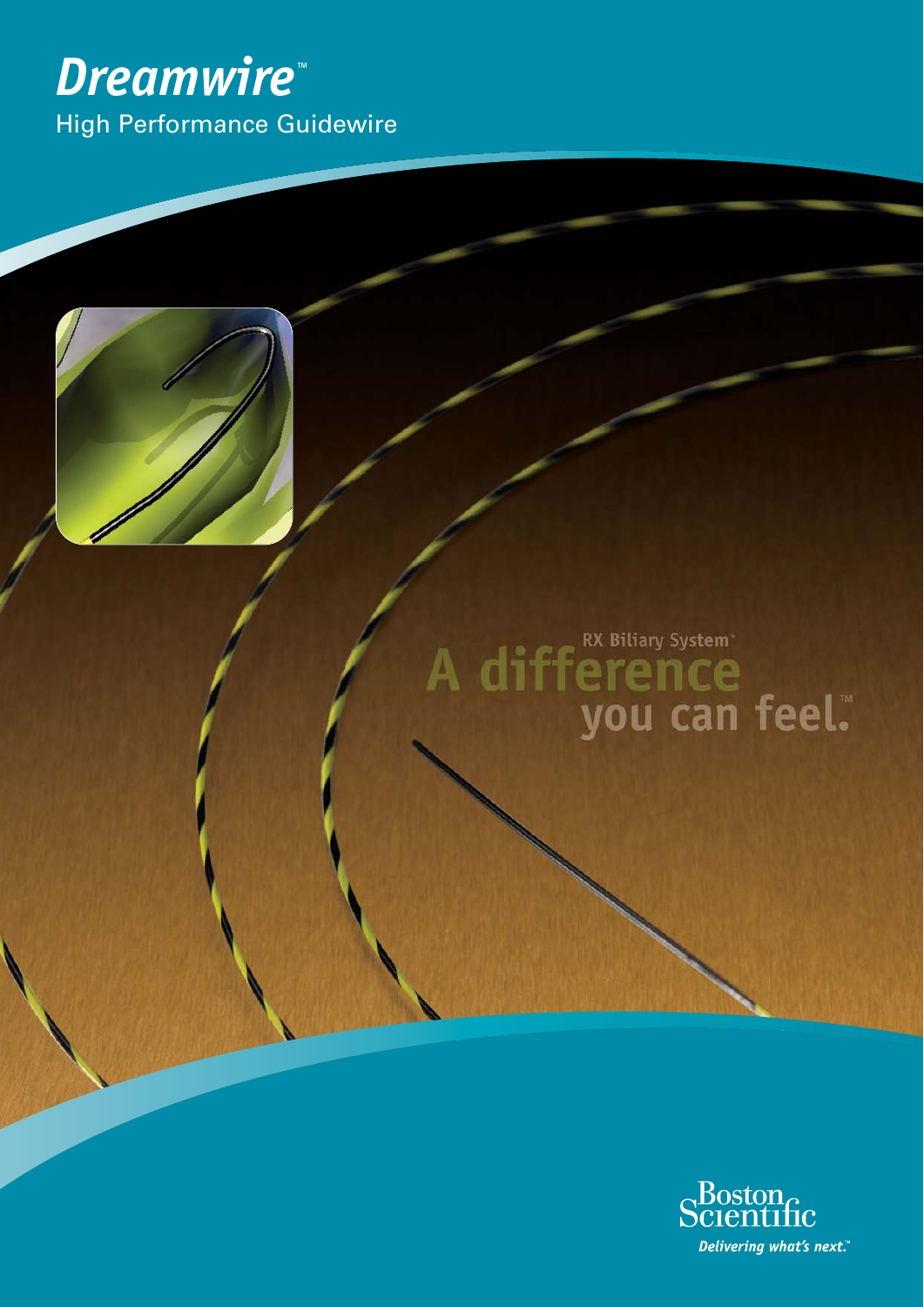# *Dreamwire*™

## High Performance Guidewire

RX Biliary System™

A difference you can feel.™

Boston Scientific

*Delivering what's next.*™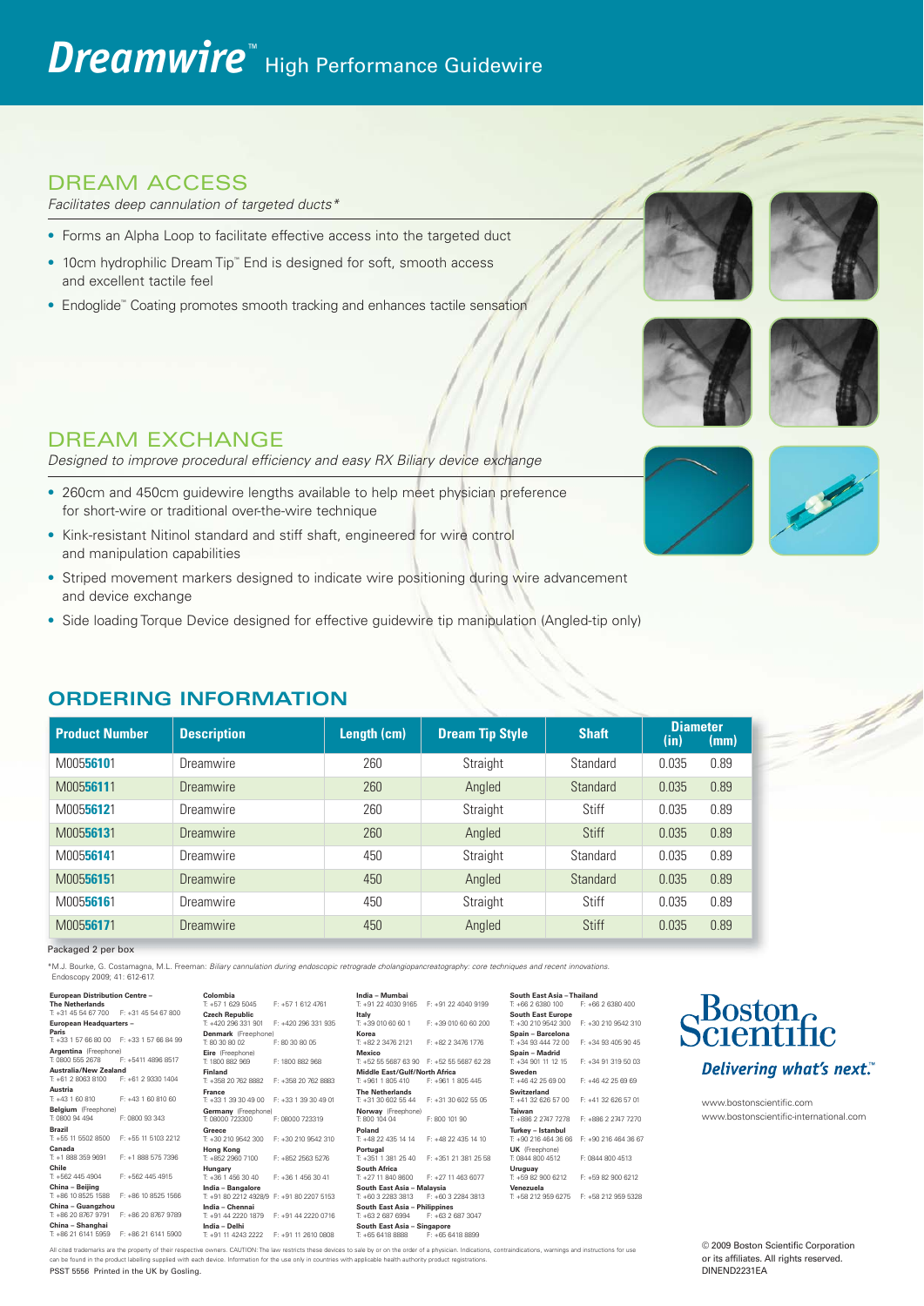# Dreamwire™ High Performance Guidewire

## DREAM ACCESS

*Facilitates deep cannulation of targeted ducts**

- Forms an Alpha Loop to facilitate effective access into the targeted duct
- 10cm hydrophilic Dream Tip™ End is designed for soft, smooth access and excellent tactile feel
- Endoglide™ Coating promotes smooth tracking and enhances tactile sensation

## DREAM EXCHANGE

*Designed to improve procedural efficiency and easy RX Biliary device exchange*

- 260cm and 450cm guidewire lengths available to help meet physician preference for short-wire or traditional over-the-wire technique
- Kink-resistant Nitinol standard and stiff shaft, engineered for wire control and manipulation capabilities
- Striped movement markers designed to indicate wire positioning during wire advancement and device exchange
- Side loading Torque Device designed for effective guidewire tip manipulation (Angled-tip only)

## ORDERING INFORMATION

| Product Number | Description | Length (cm) | Dream Tip Style | Shaft | Diameter (in) | Diameter (mm) |
|---|---|---|---|---|---|---|
| M00556101 | Dreamwire | 260 | Straight | Standard | 0.035 | 0.89 |
| M00556111 | Dreamwire | 260 | Angled | Standard | 0.035 | 0.89 |
| M00556121 | Dreamwire | 260 | Straight | Stiff | 0.035 | 0.89 |
| M00556131 | Dreamwire | 260 | Angled | Stiff | 0.035 | 0.89 |
| M00556141 | Dreamwire | 450 | Straight | Standard | 0.035 | 0.89 |
| M00556151 | Dreamwire | 450 | Angled | Standard | 0.035 | 0.89 |
| M00556161 | Dreamwire | 450 | Straight | Stiff | 0.035 | 0.89 |
| M00556171 | Dreamwire | 450 | Angled | Stiff | 0.035 | 0.89 |

Packaged 2 per box

*M.J. Bourke, G. Costamagna, M.L. Freeman: *Biliary cannulation during endoscopic retrograde cholangiopancreatography: core techniques and recent innovations.* Endoscopy 2009; 41: 612-617.

**European Distribution Centre – The Netherlands**
T: +31 45 54 67 700 F: +31 45 54 67 800

**European Headquarters – Paris**
T: +33 1 57 66 80 00 F: +33 1 57 66 84 99

**Argentina** (Freephone)
T: 0800 555 2678 F: +5411 4896 8517

**Australia/New Zealand**
T: +61 2 8063 8100 F: +61 2 9330 1404

**Austria**
T: +43 1 60 810 F: +43 1 60 810 60

**Belgium** (Freephone)
T: 0800 94 494 F: 0800 93 343

**Brazil**
T: +55 11 5502 8500 F: +55 11 5103 2212

**Canada**
T: +1 888 359 9691 F: +1 888 575 7396

**Chile**
T: +562 445 4904 F: +562 445 4915

**China – Beijing**
T: +86 10 8525 1588 F: +86 10 8525 1566

**China – Guangzhou**
T: +86 20 8767 9791 F: +86 20 8767 9789

**China – Shanghai**
T: +86 21 6141 5959 F: +86 21 6141 5900

**Colombia**
T: +57 1 629 5045 F: +57 1 612 4761

**Czech Republic**
T: +420 296 331 901 F: +420 296 331 935

**Denmark** (Freephone)
T: 80 30 80 02 F: 80 30 80 05

**Eire** (Freephone)
T: 1800 882 969 F: 1800 882 968

**Finland**
T: +358 20 762 8882 F: +358 20 762 8883

**France**
T: +33 1 39 30 49 00 F: +33 1 39 30 49 01

**Germany** (Freephone)
T: 08000 723300 F: 08000 723319

**Greece**
T: +30 210 9542 300 F: +30 210 9542 310

**Hong Kong**
T: +852 2960 7100 F: +852 2563 5276

**Hungary**
T: +36 1 456 30 40 F: +36 1 456 30 41

**India – Bangalore**
T: +91 80 2212 4928/9 F: +91 80 2207 5153

**India – Chennai**
T: +91 44 2220 1879 F: +91 44 2220 0716

**India – Delhi**
T: +91 11 4243 2222 F: +91 11 2610 0808

**India – Mumbai**
T: +91 22 4030 9165 F: +91 22 4040 9199

**Italy**
T: +39 010 60 60 1 F: +39 010 60 60 200

**Korea**
T: +82 2 3476 2121 F: +82 2 3476 1776

**Mexico**
T: +52 55 5687 63 90 F: +52 55 5687 62 28

**Middle East/Gulf/North Africa**
T: +961 1 805 410 F: +961 1 805 445

**The Netherlands**
T: +31 30 602 55 44 F: +31 30 602 55 05

**Norway** (Freephone)
T: 800 104 04 F: 800 101 90

**Poland**
T: +48 22 435 14 14 F: +48 22 435 14 10

**Portugal**
T: +351 1 381 25 40 F: +351 21 381 25 58

**South Africa**
T: +27 11 840 8600 F: +27 11 463 6077

**South East Asia – Malaysia**
T: +60 3 2283 3813 F: +60 3 2284 3813

**South East Asia – Philippines**
T: +63 2 687 6994 F: +63 2 687 3047

**South East Asia – Singapore**
T: +65 6418 8888 F: +65 6418 8899

**South East Asia – Thailand**
T: +66 2 6380 100 F: +66 2 6380 400

**South East Europe**
T: +30 210 9542 300 F: +30 210 9542 310

**Spain – Barcelona**
T: +34 93 444 72 00 F: +34 93 405 90 45

**Spain – Madrid**
T: +34 901 11 12 15 F: +34 91 319 50 03

**Sweden**
T: +46 42 25 69 00 F: +46 42 25 69 69

**Switzerland**
T: +41 32 626 57 00 F: +41 32 626 57 01

**Taiwan**
T: +886 2 2747 7278 F: +886 2 2747 7270

**Turkey – Istanbul**
T: +90 216 464 36 66 F: +90 216 464 36 67

**UK** (Freephone)
T: 0844 800 4512 F: 0844 800 4513

**Uruguay**
T: +59 82 900 6212 F: +59 82 900 6212

**Venezuela**
T: +58 212 959 6275 F: +58 212 959 5328

Boston Scientific

*Delivering what's next.*™

www.bostonscientific.com
www.bostonscientific-international.com

All cited trademarks are the property of their respective owners. CAUTION: The law restricts these devices to sale by or on the order of a physician. Indications, contraindications, warnings and instructions for use can be found in the product labelling supplied with each device. Information for the use only in countries with applicable health authority product registrations.

PSST 5556 Printed in the UK by Gosling.

© 2009 Boston Scientific Corporation or its affiliates. All rights reserved.
DINEND2231EA